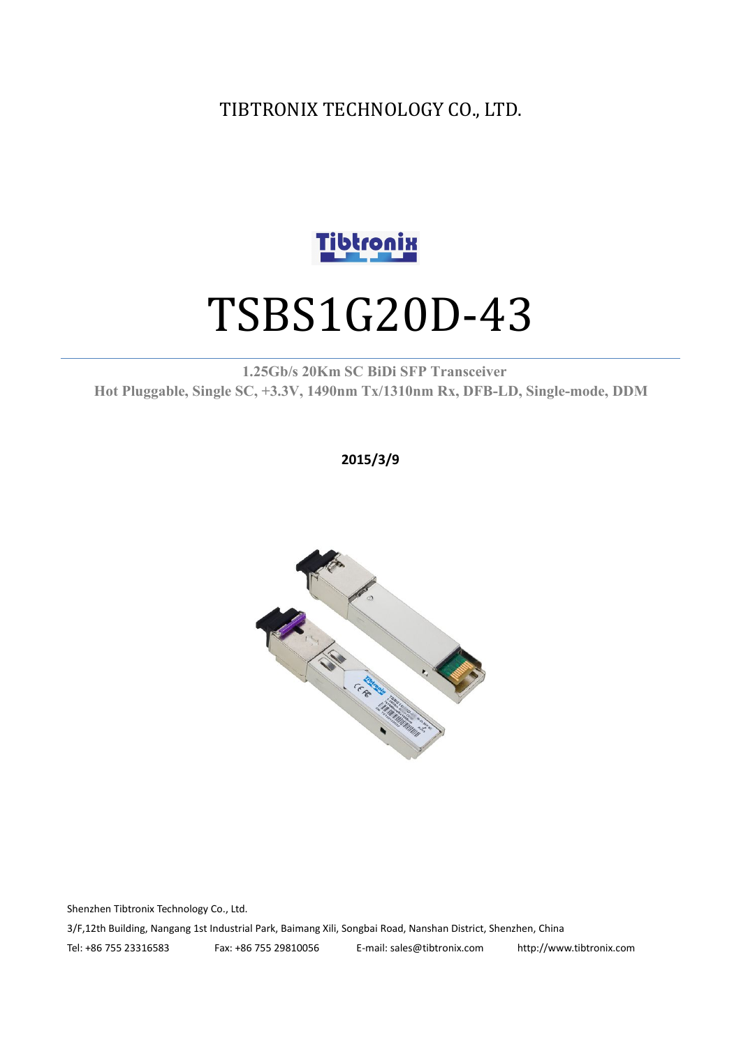TIBTRONIX TECHNOLOGY CO., LTD.

# TSBS1G20D-43

**1.25Gb/s 20Km SC BiDi SFP Transceiver**

**Hot Pluggable, Single SC, +3.3V, 1490nm Tx/1310nm Rx, DFB-LD, Single-mode, DDM**

**2015/3/9**

Shenzhen Tibtronix Technology Co., Ltd.

3/F,12th Building, Nangang 1st Industrial Park, Baimang Xili, Songbai Road, Nanshan District, Shenzhen, China

Tel: +86 755 23316583 Fax: +86 755 29810056 E-mail: sales@tibtronix.com http://www.tibtronix.com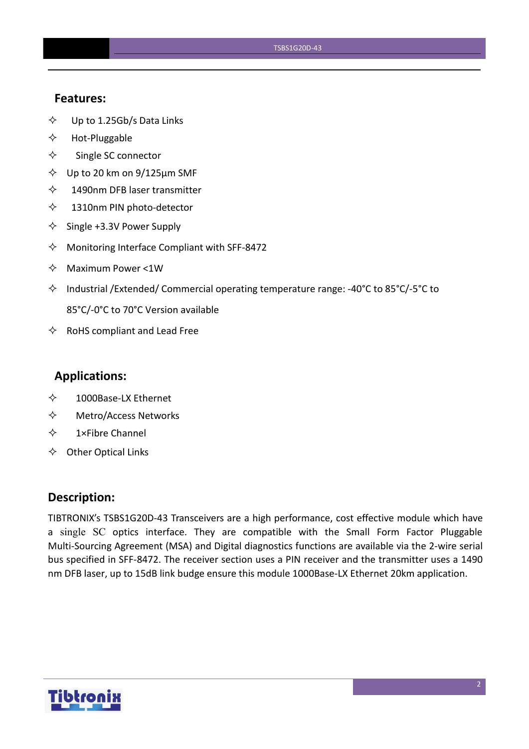## Features:

- ✧ Up to 1.25Gb/s Data Links
- ✧ Hot-Pluggable
- ✧ Single SC connector
- ✧ Up to 20 km on 9/125µm SMF
- ✧ 1490nm DFB laser transmitter
- ✧ 1310nm PIN photo-detector
- ✧ Single +3.3V Power Supply
- ✧ Monitoring Interface Compliant with SFF-8472
- ✧ Maximum Power <1W
- ✧ Industrial /Extended/ Commercial operating temperature range: -40°C to 85°C/-5°C to 85°C/-0°C to 70°C Version available
- ✧ RoHS compliant and Lead Free

## Applications:

- ✧ 1000Base-LX Ethernet
- ✧ Metro/Access Networks
- ✧ 1×Fibre Channel
- ✧ Other Optical Links

## Description:

TIBTRONIX's TSBS1G20D-43 Transceivers are a high performance, cost effective module which have a single SC optics interface. They are compatible with the Small Form Factor Pluggable Multi-Sourcing Agreement (MSA) and Digital diagnostics functions are available via the 2-wire serial bus specified in SFF-8472. The receiver section uses a PIN receiver and the transmitter uses a 1490 nm DFB laser, up to 15dB link budge ensure this module 1000Base-LX Ethernet 20km application.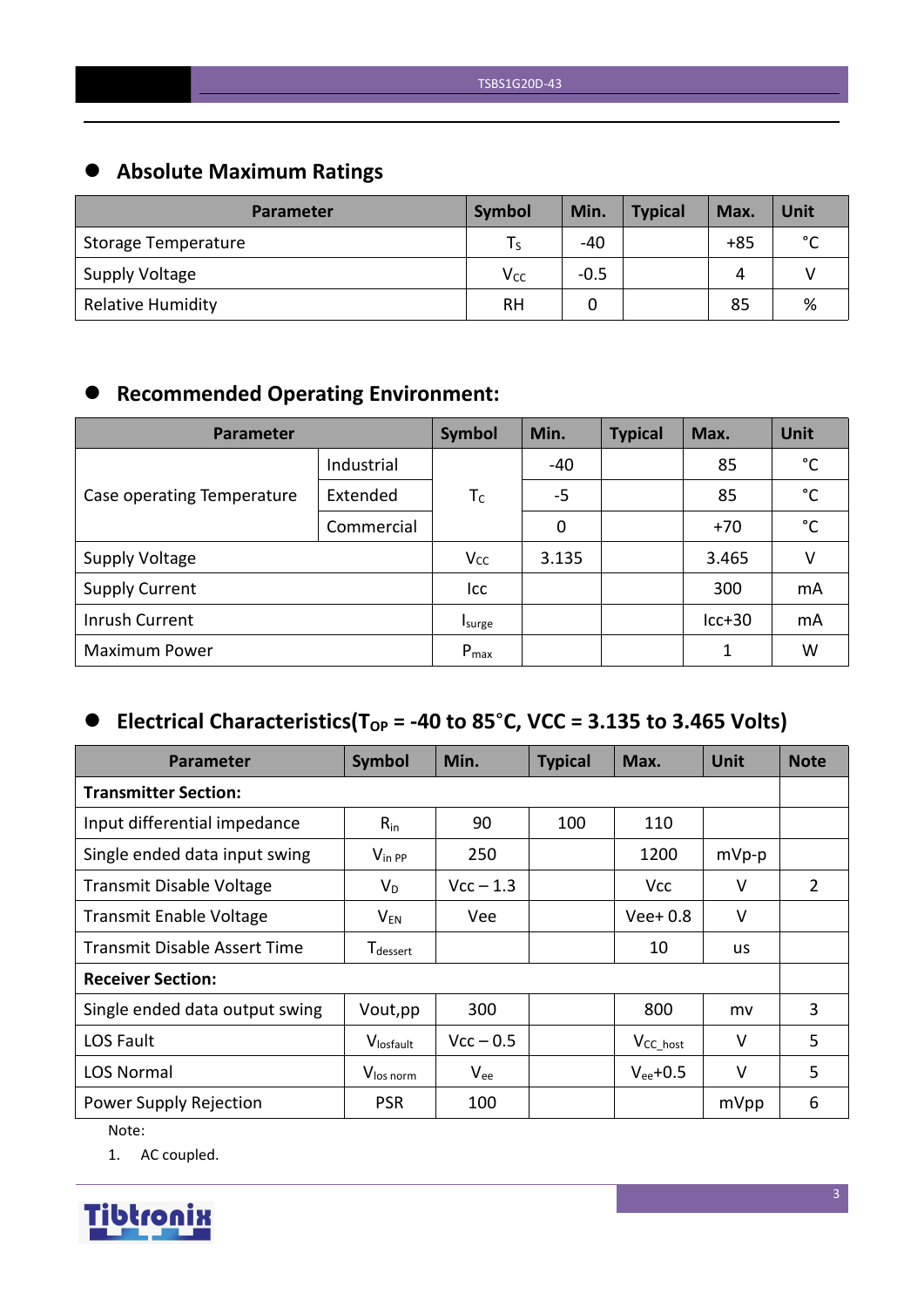## Absolute Maximum Ratings

| Parameter | Symbol | Min. | Typical | Max. | Unit |
|---|---|---|---|---|---|
| Storage Temperature | $T_S$ | -40 | | +85 | °C |
| Supply Voltage | $V_{CC}$ | -0.5 | | 4 | V |
| Relative Humidity | RH | 0 | | 85 | % |

## Recommended Operating Environment:

| Parameter | | Symbol | Min. | Typical | Max. | Unit |
|---|---|---|---|---|---|---|
| Case operating Temperature | Industrial | $T_C$ | -40 | | 85 | °C |
| | Extended | | -5 | | 85 | °C |
| | Commercial | | 0 | | +70 | °C |
| Supply Voltage | | $V_{CC}$ | 3.135 | | 3.465 | V |
| Supply Current | | Icc | | | 300 | mA |
| Inrush Current | | $I_{surge}$ | | | Icc+30 | mA |
| Maximum Power | | $P_{max}$ | | | 1 | W |

## Electrical Characteristics($T_{OP}$ = -40 to 85°C, VCC = 3.135 to 3.465 Volts)

| Parameter | Symbol | Min. | Typical | Max. | Unit | Note |
|---|---|---|---|---|---|---|
| **Transmitter Section:** | | | | | | |
| Input differential impedance | $R_{in}$ | 90 | 100 | 110 | | |
| Single ended data input swing | $V_{in\ PP}$ | 250 | | 1200 | mVp-p | |
| Transmit Disable Voltage | $V_D$ | Vcc – 1.3 | | Vcc | V | 2 |
| Transmit Enable Voltage | $V_{EN}$ | Vee | | Vee+ 0.8 | V | |
| Transmit Disable Assert Time | $T_{dessert}$ | | | 10 | us | |
| **Receiver Section:** | | | | | | |
| Single ended data output swing | Vout,pp | 300 | | 800 | mv | 3 |
| LOS Fault | $V_{losfault}$ | Vcc – 0.5 | | $V_{CC\_host}$ | V | 5 |
| LOS Normal | $V_{los\ norm}$ | $V_{ee}$ | | $V_{ee}$+0.5 | V | 5 |
| Power Supply Rejection | PSR | 100 | | | mVpp | 6 |

Note:

1. AC coupled.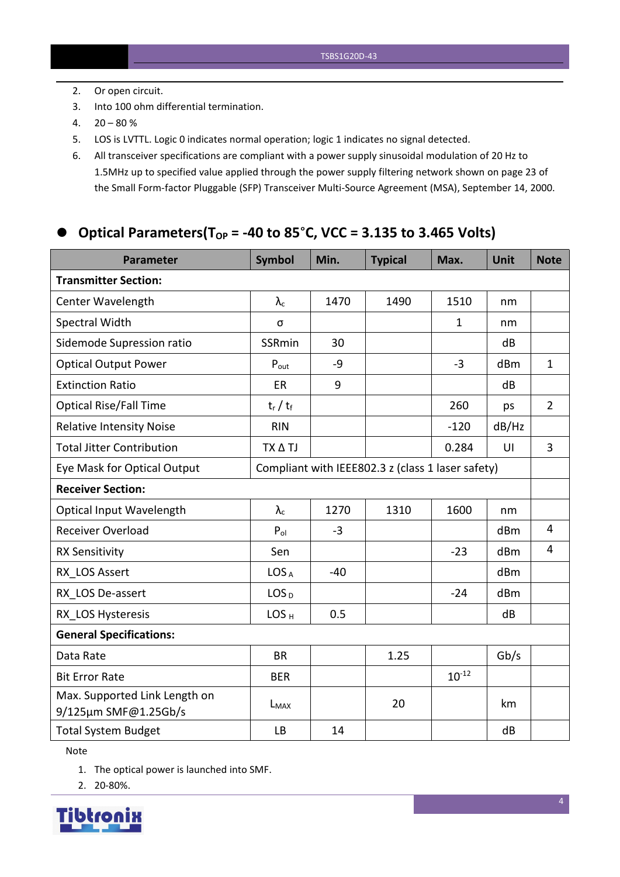2. Or open circuit.
3. Into 100 ohm differential termination.
4. 20 – 80 %
5. LOS is LVTTL. Logic 0 indicates normal operation; logic 1 indicates no signal detected.
6. All transceiver specifications are compliant with a power supply sinusoidal modulation of 20 Hz to 1.5MHz up to specified value applied through the power supply filtering network shown on page 23 of the Small Form-factor Pluggable (SFP) Transceiver Multi-Source Agreement (MSA), September 14, 2000.

## Optical Parameters($T_{OP}$ = -40 to 85°C, VCC = 3.135 to 3.465 Volts)

| Parameter | Symbol | Min. | Typical | Max. | Unit | Note |
|---|---|---|---|---|---|---|
| **Transmitter Section:** | | | | | | |
| Center Wavelength | $\lambda_c$ | 1470 | 1490 | 1510 | nm | |
| Spectral Width | σ | | | 1 | nm | |
| Sidemode Supression ratio | SSRmin | 30 | | | dB | |
| Optical Output Power | $P_{out}$ | -9 | | -3 | dBm | 1 |
| Extinction Ratio | ER | 9 | | | dB | |
| Optical Rise/Fall Time | $t_r$ / $t_f$ | | | 260 | ps | 2 |
| Relative Intensity Noise | RIN | | | -120 | dB/Hz | |
| Total Jitter Contribution | TX Δ TJ | | | 0.284 | UI | 3 |
| Eye Mask for Optical Output | Compliant with IEEE802.3 z (class 1 laser safety) | | | | | |
| **Receiver Section:** | | | | | | |
| Optical Input Wavelength | $\lambda_c$ | 1270 | 1310 | 1600 | nm | |
| Receiver Overload | $P_{ol}$ | -3 | | | dBm | 4 |
| RX Sensitivity | Sen | | | -23 | dBm | 4 |
| RX_LOS Assert | $LOS_A$ | -40 | | | dBm | |
| RX_LOS De-assert | $LOS_D$ | | | -24 | dBm | |
| RX_LOS Hysteresis | $LOS_H$ | 0.5 | | | dB | |
| **General Specifications:** | | | | | | |
| Data Rate | BR | | 1.25 | | Gb/s | |
| Bit Error Rate | BER | | | $10^{-12}$ | | |
| Max. Supported Link Length on 9/125µm SMF@1.25Gb/s | $L_{MAX}$ | | 20 | | km | |
| Total System Budget | LB | 14 | | | dB | |

Note

1. The optical power is launched into SMF.
2. 20-80%.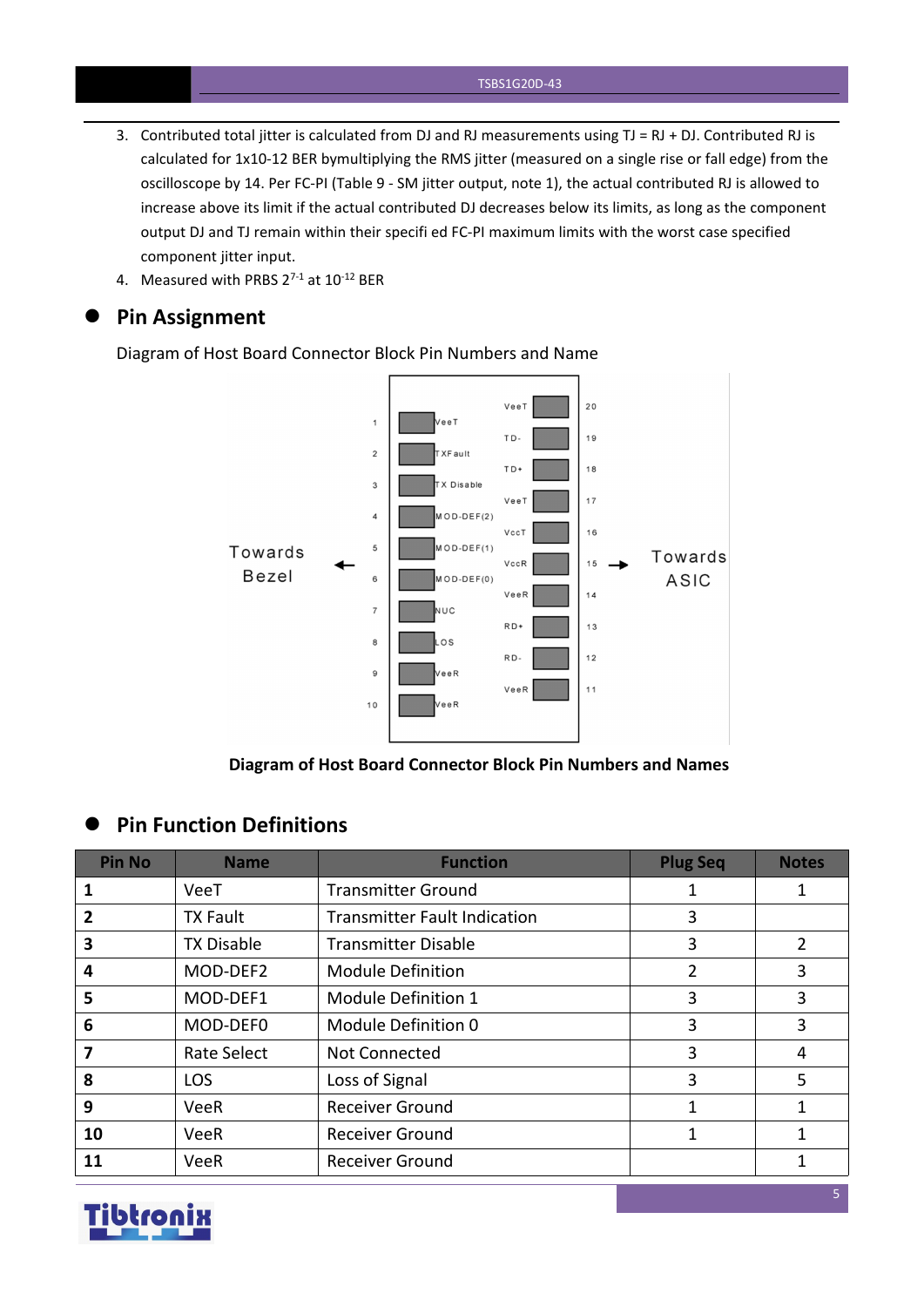3. Contributed total jitter is calculated from DJ and RJ measurements using TJ = RJ + DJ. Contributed RJ is calculated for 1x10-12 BER bymultiplying the RMS jitter (measured on a single rise or fall edge) from the oscilloscope by 14. Per FC-PI (Table 9 - SM jitter output, note 1), the actual contributed RJ is allowed to increase above its limit if the actual contributed DJ decreases below its limits, as long as the component output DJ and TJ remain within their specifi ed FC-PI maximum limits with the worst case specified component jitter input.
4. Measured with PRBS $2^{7-1}$ at $10^{-12}$ BER

## Pin Assignment

Diagram of Host Board Connector Block Pin Numbers and Name

Towards Bezel ← | 1 VeeT | 2 TXFault | 3 TX Disable | 4 MOD-DEF(2) | 5 MOD-DEF(1) | 6 MOD-DEF(0) | 7 NUC | 8 LOS | 9 VeeR | 10 VeeR

20 VeeT | 19 TD- | 18 TD+ | 17 VeeT | 16 VccT | 15 VccR | 14 VeeR | 13 RD+ | 12 RD- | 11 VeeR | → Towards ASIC

**Diagram of Host Board Connector Block Pin Numbers and Names**

## Pin Function Definitions

| Pin No | Name | Function | Plug Seq | Notes |
|---|---|---|---|---|
| **1** | VeeT | Transmitter Ground | 1 | 1 |
| **2** | TX Fault | Transmitter Fault Indication | 3 | |
| **3** | TX Disable | Transmitter Disable | 3 | 2 |
| **4** | MOD-DEF2 | Module Definition | 2 | 3 |
| **5** | MOD-DEF1 | Module Definition 1 | 3 | 3 |
| **6** | MOD-DEF0 | Module Definition 0 | 3 | 3 |
| **7** | Rate Select | Not Connected | 3 | 4 |
| **8** | LOS | Loss of Signal | 3 | 5 |
| **9** | VeeR | Receiver Ground | 1 | 1 |
| **10** | VeeR | Receiver Ground | 1 | 1 |
| **11** | VeeR | Receiver Ground | | 1 |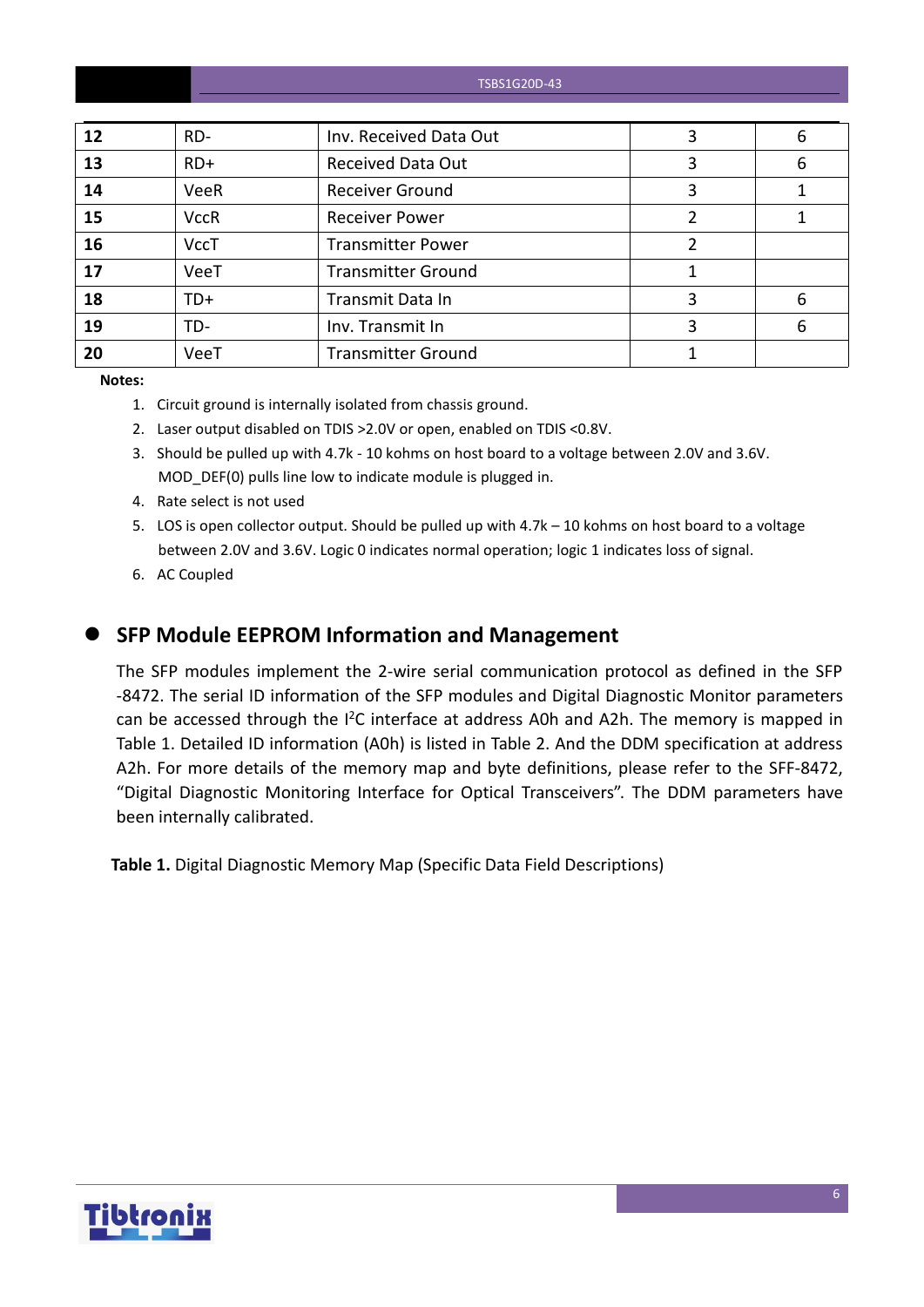| 12 | RD- | Inv. Received Data Out | 3 | 6 |
|---|---|---|---|---|
| 13 | RD+ | Received Data Out | 3 | 6 |
| 14 | VeeR | Receiver Ground | 3 | 1 |
| 15 | VccR | Receiver Power | 2 | 1 |
| 16 | VccT | Transmitter Power | 2 | |
| 17 | VeeT | Transmitter Ground | 1 | |
| 18 | TD+ | Transmit Data In | 3 | 6 |
| 19 | TD- | Inv. Transmit In | 3 | 6 |
| 20 | VeeT | Transmitter Ground | 1 | |

**Notes:**

1. Circuit ground is internally isolated from chassis ground.
2. Laser output disabled on TDIS >2.0V or open, enabled on TDIS <0.8V.
3. Should be pulled up with 4.7k - 10 kohms on host board to a voltage between 2.0V and 3.6V. MOD_DEF(0) pulls line low to indicate module is plugged in.
4. Rate select is not used
5. LOS is open collector output. Should be pulled up with 4.7k – 10 kohms on host board to a voltage between 2.0V and 3.6V. Logic 0 indicates normal operation; logic 1 indicates loss of signal.
6. AC Coupled

## SFP Module EEPROM Information and Management

The SFP modules implement the 2-wire serial communication protocol as defined in the SFP -8472. The serial ID information of the SFP modules and Digital Diagnostic Monitor parameters can be accessed through the I$^2$C interface at address A0h and A2h. The memory is mapped in Table 1. Detailed ID information (A0h) is listed in Table 2. And the DDM specification at address A2h. For more details of the memory map and byte definitions, please refer to the SFF-8472, "Digital Diagnostic Monitoring Interface for Optical Transceivers". The DDM parameters have been internally calibrated.

**Table 1.** Digital Diagnostic Memory Map (Specific Data Field Descriptions)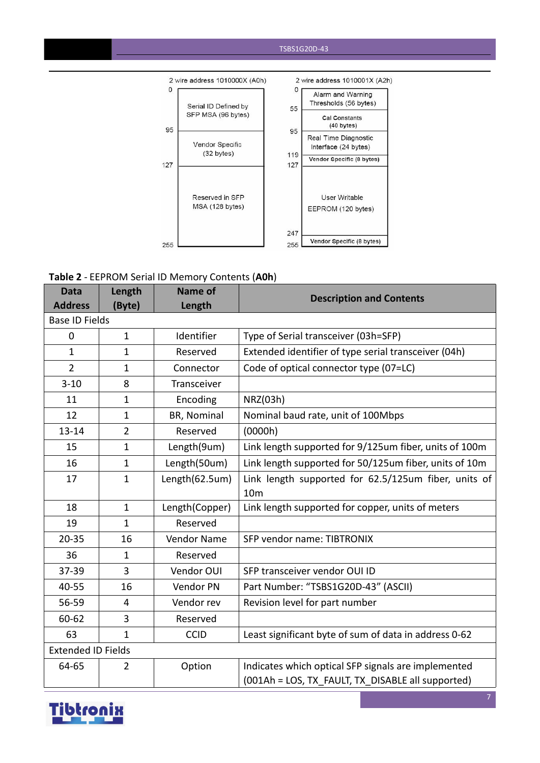| 2 wire address 1010000X (A0h) | |
|---|---|
| 0–95 | Serial ID Defined by SFP MSA (96 bytes) |
| 95–127 | Vendor Specific (32 bytes) |
| 127–255 | Reserved in SFP MSA (128 bytes) |

| 2 wire address 1010001X (A2h) | |
|---|---|
| 0–55 | Alarm and Warning Thresholds (56 bytes) |
| 55–95 | Cal Constants (40 bytes) |
| 95–119 | Real Time Diagnostic Interface (24 bytes) |
| 119–127 | Vendor Specific (8 bytes) |
| 127–247 | User Writable EEPROM (120 bytes) |
| 247–255 | Vendor Specific (8 bytes) |

**Table 2** - EEPROM Serial ID Memory Contents (**A0h**)

| Data Address | Length (Byte) | Name of Length | Description and Contents |
|---|---|---|---|
| Base ID Fields | | | |
| 0 | 1 | Identifier | Type of Serial transceiver (03h=SFP) |
| 1 | 1 | Reserved | Extended identifier of type serial transceiver (04h) |
| 2 | 1 | Connector | Code of optical connector type (07=LC) |
| 3-10 | 8 | Transceiver | |
| 11 | 1 | Encoding | NRZ(03h) |
| 12 | 1 | BR, Nominal | Nominal baud rate, unit of 100Mbps |
| 13-14 | 2 | Reserved | (0000h) |
| 15 | 1 | Length(9um) | Link length supported for 9/125um fiber, units of 100m |
| 16 | 1 | Length(50um) | Link length supported for 50/125um fiber, units of 10m |
| 17 | 1 | Length(62.5um) | Link length supported for 62.5/125um fiber, units of 10m |
| 18 | 1 | Length(Copper) | Link length supported for copper, units of meters |
| 19 | 1 | Reserved | |
| 20-35 | 16 | Vendor Name | SFP vendor name: TIBTRONIX |
| 36 | 1 | Reserved | |
| 37-39 | 3 | Vendor OUI | SFP transceiver vendor OUI ID |
| 40-55 | 16 | Vendor PN | Part Number: “TSBS1G20D-43” (ASCII) |
| 56-59 | 4 | Vendor rev | Revision level for part number |
| 60-62 | 3 | Reserved | |
| 63 | 1 | CCID | Least significant byte of sum of data in address 0-62 |
| Extended ID Fields | | | |
| 64-65 | 2 | Option | Indicates which optical SFP signals are implemented (001Ah = LOS, TX_FAULT, TX_DISABLE all supported) |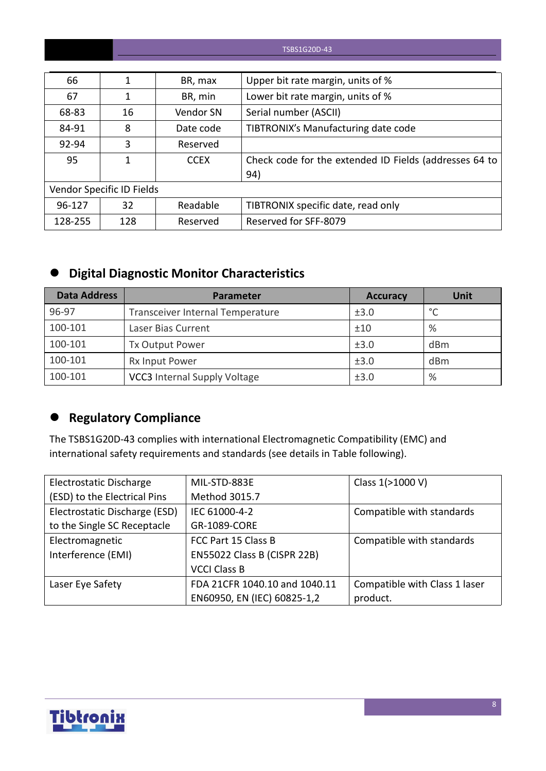| 66 | 1 | BR, max | Upper bit rate margin, units of % |
|---|---|---|---|
| 67 | 1 | BR, min | Lower bit rate margin, units of % |
| 68-83 | 16 | Vendor SN | Serial number (ASCII) |
| 84-91 | 8 | Date code | TIBTRONIX's Manufacturing date code |
| 92-94 | 3 | Reserved | |
| 95 | 1 | CCEX | Check code for the extended ID Fields (addresses 64 to 94) |
| Vendor Specific ID Fields | | | |
| 96-127 | 32 | Readable | TIBTRONIX specific date, read only |
| 128-255 | 128 | Reserved | Reserved for SFF-8079 |

## Digital Diagnostic Monitor Characteristics

| Data Address | Parameter | Accuracy | Unit |
|---|---|---|---|
| 96-97 | Transceiver Internal Temperature | ±3.0 | °C |
| 100-101 | Laser Bias Current | ±10 | % |
| 100-101 | Tx Output Power | ±3.0 | dBm |
| 100-101 | Rx Input Power | ±3.0 | dBm |
| 100-101 | VCC3 Internal Supply Voltage | ±3.0 | % |

## Regulatory Compliance

The TSBS1G20D-43 complies with international Electromagnetic Compatibility (EMC) and international safety requirements and standards (see details in Table following).

| Electrostatic Discharge (ESD) to the Electrical Pins | MIL-STD-883E Method 3015.7 | Class 1(>1000 V) |
|---|---|---|
| Electrostatic Discharge (ESD) to the Single SC Receptacle | IEC 61000-4-2 GR-1089-CORE | Compatible with standards |
| Electromagnetic Interference (EMI) | FCC Part 15 Class B EN55022 Class B (CISPR 22B) VCCI Class B | Compatible with standards |
| Laser Eye Safety | FDA 21CFR 1040.10 and 1040.11 EN60950, EN (IEC) 60825-1,2 | Compatible with Class 1 laser product. |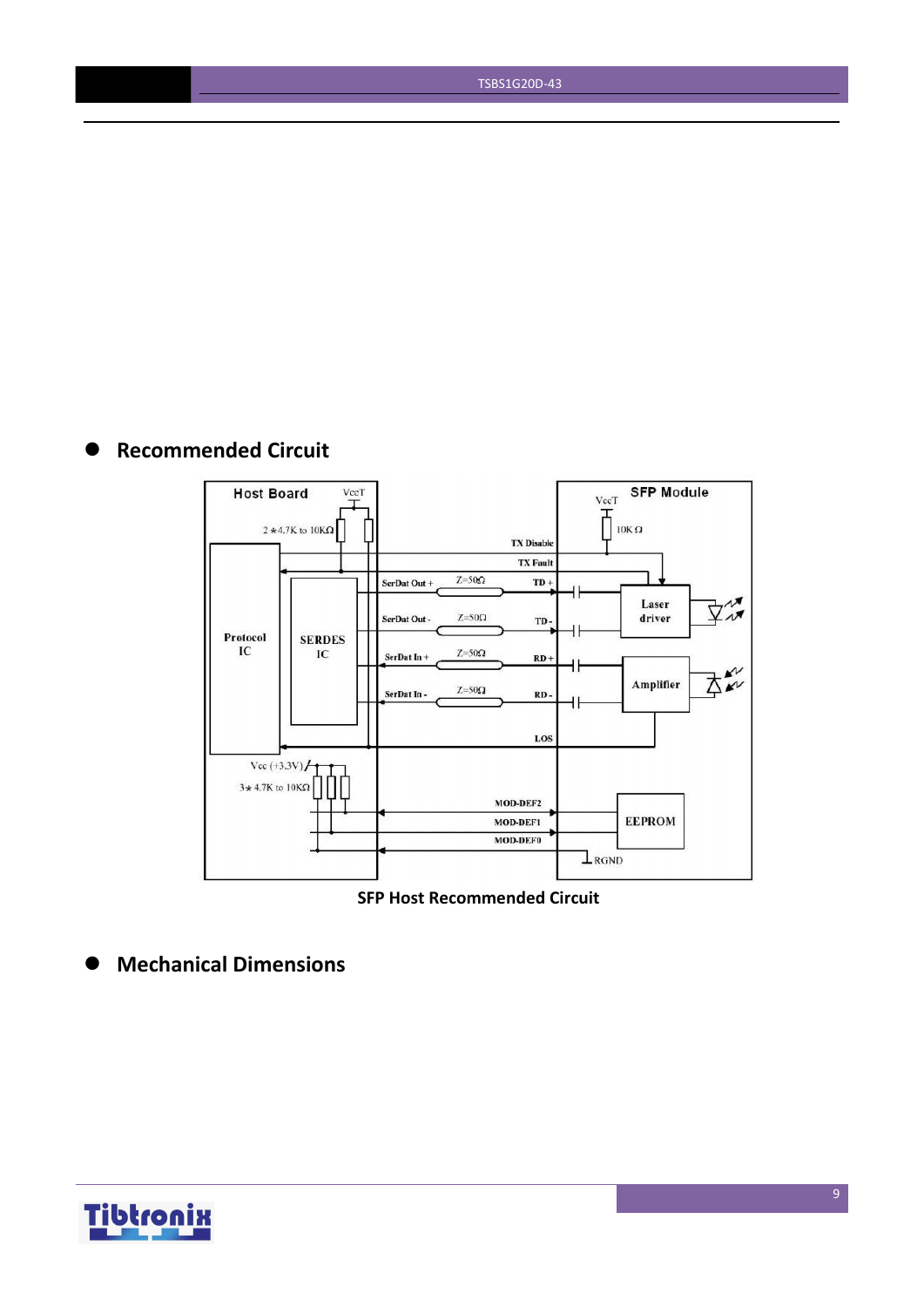## Recommended Circuit

SFP Host Recommended Circuit

## Mechanical Dimensions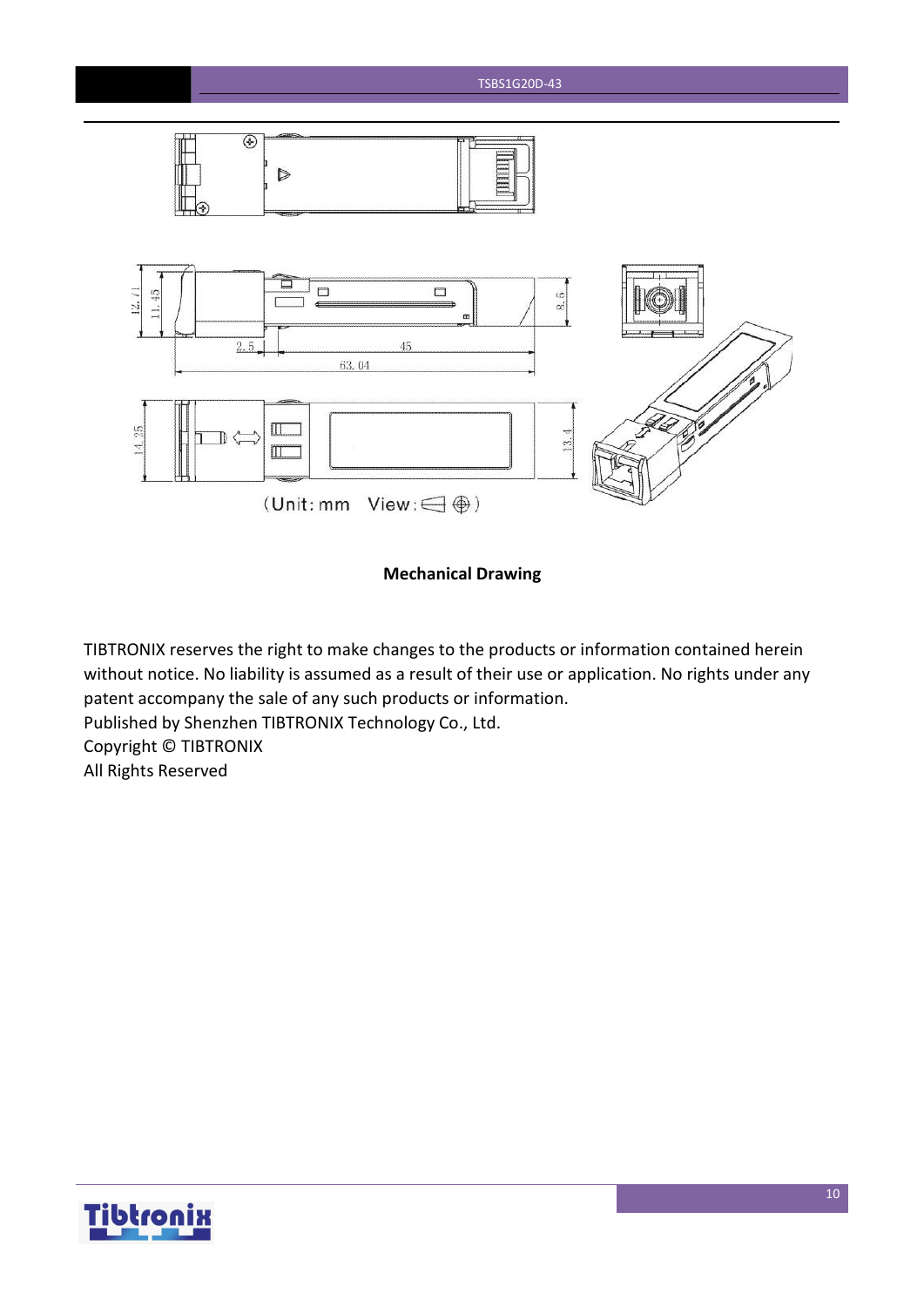12.71
11.45
8.5
2.5
45
63.04
14.25
13.4
(Unit: mm View: )

**Mechanical Drawing**

TIBTRONIX reserves the right to make changes to the products or information contained herein without notice. No liability is assumed as a result of their use or application. No rights under any patent accompany the sale of any such products or information.
Published by Shenzhen TIBTRONIX Technology Co., Ltd.
Copyright © TIBTRONIX
All Rights Reserved